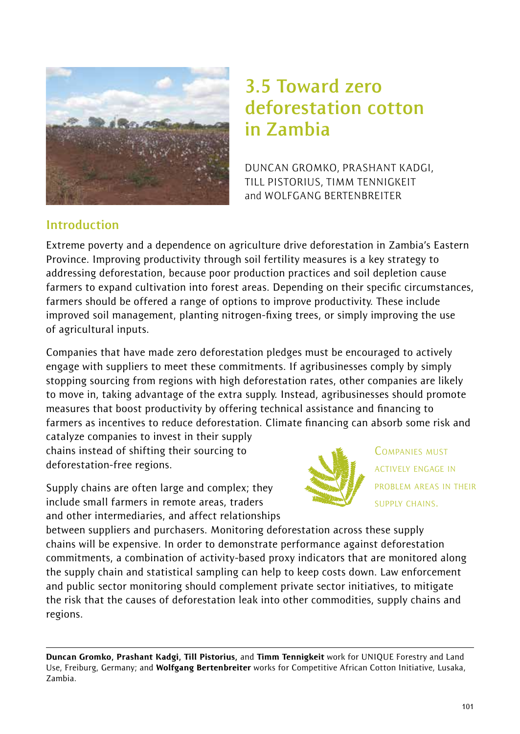# 3.5 Toward zero deforestation cotton in Zambia

DUNCAN GROMKO, PRASHANT KADGI, TILL PISTORIUS, TIMM TENNIGKEIT and WOLFGANG BERTENBREITER

## Introduction

Extreme poverty and a dependence on agriculture drive deforestation in Zambia's Eastern Province. Improving productivity through soil fertility measures is a key strategy to addressing deforestation, because poor production practices and soil depletion cause farmers to expand cultivation into forest areas. Depending on their specific circumstances, farmers should be offered a range of options to improve productivity. These include improved soil management, planting nitrogen-fixing trees, or simply improving the use of agricultural inputs.

Companies that have made zero deforestation pledges must be encouraged to actively engage with suppliers to meet these commitments. If agribusinesses comply by simply stopping sourcing from regions with high deforestation rates, other companies are likely to move in, taking advantage of the extra supply. Instead, agribusinesses should promote measures that boost productivity by offering technical assistance and financing to farmers as incentives to reduce deforestation. Climate financing can absorb some risk and catalyze companies to invest in their supply chains instead of shifting their sourcing to deforestation-free regions.

> COMPANIES MUST ACTIVELY ENGAGE IN PROBLEM AREAS IN THEIR SUPPLY CHAINS.

Supply chains are often large and complex; they include small farmers in remote areas, traders and other intermediaries, and affect relationships between suppliers and purchasers. Monitoring deforestation across these supply chains will be expensive. In order to demonstrate performance against deforestation commitments, a combination of activity-based proxy indicators that are monitored along the supply chain and statistical sampling can help to keep costs down. Law enforcement and public sector monitoring should complement private sector initiatives, to mitigate the risk that the causes of deforestation leak into other commodities, supply chains and regions.

---

**Duncan Gromko, Prashant Kadgi, Till Pistorius,** and **Timm Tennigkeit** work for UNIQUE Forestry and Land Use, Freiburg, Germany; and **Wolfgang Bertenbreiter** works for Competitive African Cotton Initiative, Lusaka, Zambia.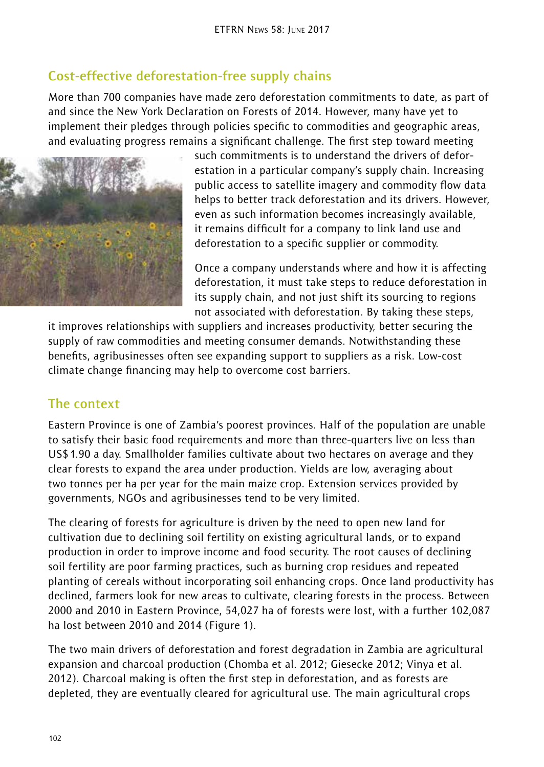## Cost-effective deforestation-free supply chains

More than 700 companies have made zero deforestation commitments to date, as part of and since the New York Declaration on Forests of 2014. However, many have yet to implement their pledges through policies specific to commodities and geographic areas, and evaluating progress remains a significant challenge. The first step toward meeting such commitments is to understand the drivers of deforestation in a particular company's supply chain. Increasing public access to satellite imagery and commodity flow data helps to better track deforestation and its drivers. However, even as such information becomes increasingly available, it remains difficult for a company to link land use and deforestation to a specific supplier or commodity.

Once a company understands where and how it is affecting deforestation, it must take steps to reduce deforestation in its supply chain, and not just shift its sourcing to regions not associated with deforestation. By taking these steps, it improves relationships with suppliers and increases productivity, better securing the supply of raw commodities and meeting consumer demands. Notwithstanding these benefits, agribusinesses often see expanding support to suppliers as a risk. Low-cost climate change financing may help to overcome cost barriers.

## The context

Eastern Province is one of Zambia's poorest provinces. Half of the population are unable to satisfy their basic food requirements and more than three-quarters live on less than US$ 1.90 a day. Smallholder families cultivate about two hectares on average and they clear forests to expand the area under production. Yields are low, averaging about two tonnes per ha per year for the main maize crop. Extension services provided by governments, NGOs and agribusinesses tend to be very limited.

The clearing of forests for agriculture is driven by the need to open new land for cultivation due to declining soil fertility on existing agricultural lands, or to expand production in order to improve income and food security. The root causes of declining soil fertility are poor farming practices, such as burning crop residues and repeated planting of cereals without incorporating soil enhancing crops. Once land productivity has declined, farmers look for new areas to cultivate, clearing forests in the process. Between 2000 and 2010 in Eastern Province, 54,027 ha of forests were lost, with a further 102,087 ha lost between 2010 and 2014 (Figure 1).

The two main drivers of deforestation and forest degradation in Zambia are agricultural expansion and charcoal production (Chomba et al. 2012; Giesecke 2012; Vinya et al. 2012). Charcoal making is often the first step in deforestation, and as forests are depleted, they are eventually cleared for agricultural use. The main agricultural crops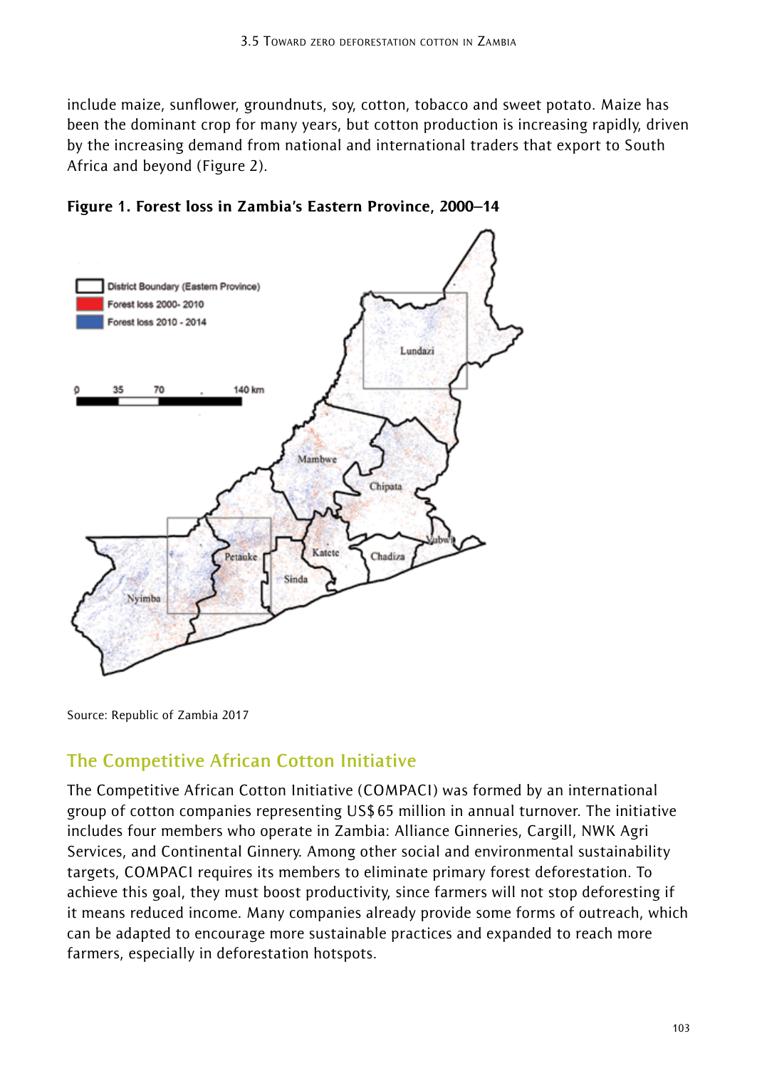include maize, sunflower, groundnuts, soy, cotton, tobacco and sweet potato. Maize has been the dominant crop for many years, but cotton production is increasing rapidly, driven by the increasing demand from national and international traders that export to South Africa and beyond (Figure 2).

**Figure 1. Forest loss in Zambia's Eastern Province, 2000–14**

Source: Republic of Zambia 2017

## The Competitive African Cotton Initiative

The Competitive African Cotton Initiative (COMPACI) was formed by an international group of cotton companies representing US$ 65 million in annual turnover. The initiative includes four members who operate in Zambia: Alliance Ginneries, Cargill, NWK Agri Services, and Continental Ginnery. Among other social and environmental sustainability targets, COMPACI requires its members to eliminate primary forest deforestation. To achieve this goal, they must boost productivity, since farmers will not stop deforesting if it means reduced income. Many companies already provide some forms of outreach, which can be adapted to encourage more sustainable practices and expanded to reach more farmers, especially in deforestation hotspots.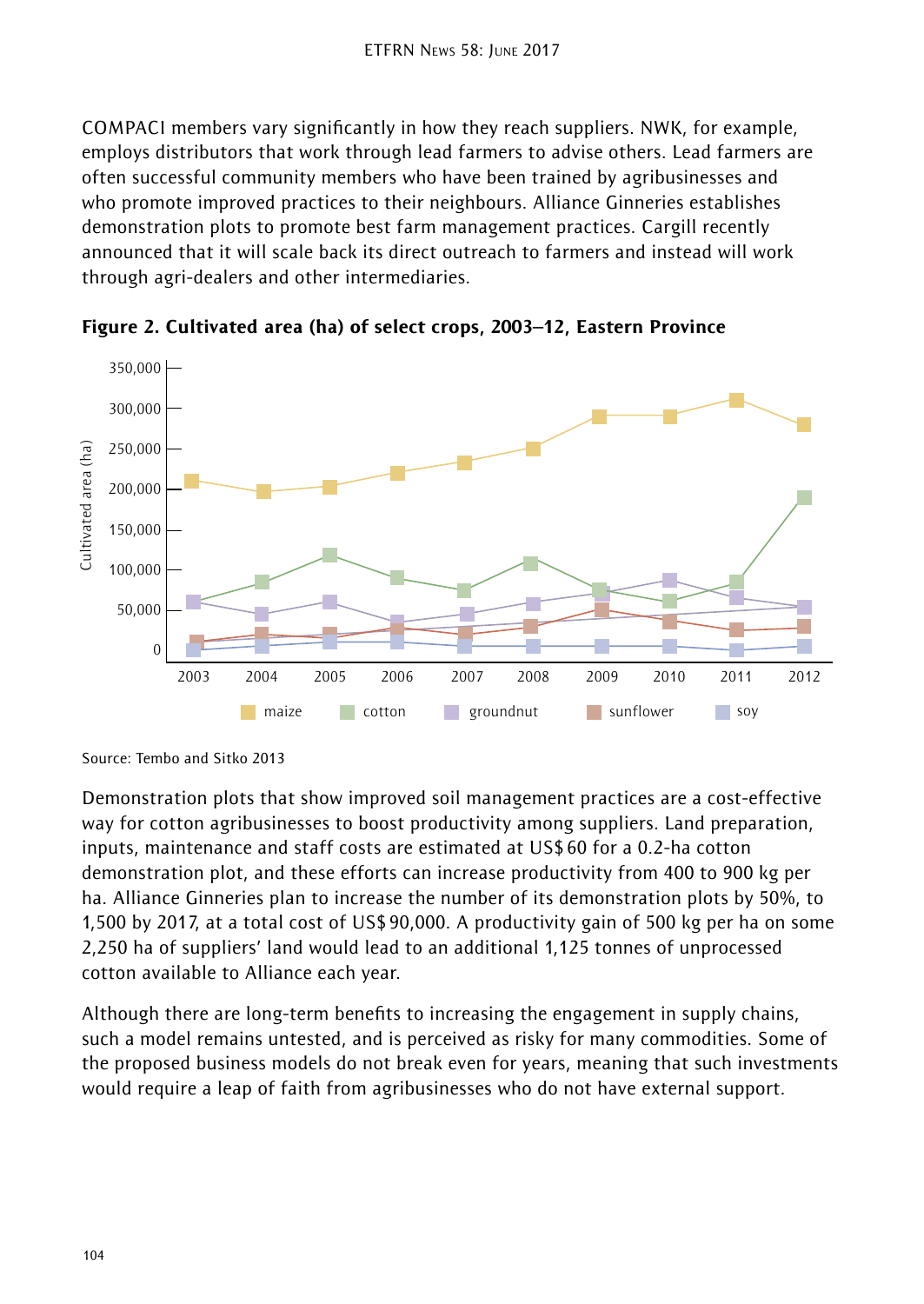COMPACI members vary significantly in how they reach suppliers. NWK, for example, employs distributors that work through lead farmers to advise others. Lead farmers are often successful community members who have been trained by agribusinesses and who promote improved practices to their neighbours. Alliance Ginneries establishes demonstration plots to promote best farm management practices. Cargill recently announced that it will scale back its direct outreach to farmers and instead will work through agri-dealers and other intermediaries.

**Figure 2. Cultivated area (ha) of select crops, 2003–12, Eastern Province**

Source: Tembo and Sitko 2013

Demonstration plots that show improved soil management practices are a cost-effective way for cotton agribusinesses to boost productivity among suppliers. Land preparation, inputs, maintenance and staff costs are estimated at US$ 60 for a 0.2-ha cotton demonstration plot, and these efforts can increase productivity from 400 to 900 kg per ha. Alliance Ginneries plan to increase the number of its demonstration plots by 50%, to 1,500 by 2017, at a total cost of US$ 90,000. A productivity gain of 500 kg per ha on some 2,250 ha of suppliers' land would lead to an additional 1,125 tonnes of unprocessed cotton available to Alliance each year.

Although there are long-term benefits to increasing the engagement in supply chains, such a model remains untested, and is perceived as risky for many commodities. Some of the proposed business models do not break even for years, meaning that such investments would require a leap of faith from agribusinesses who do not have external support.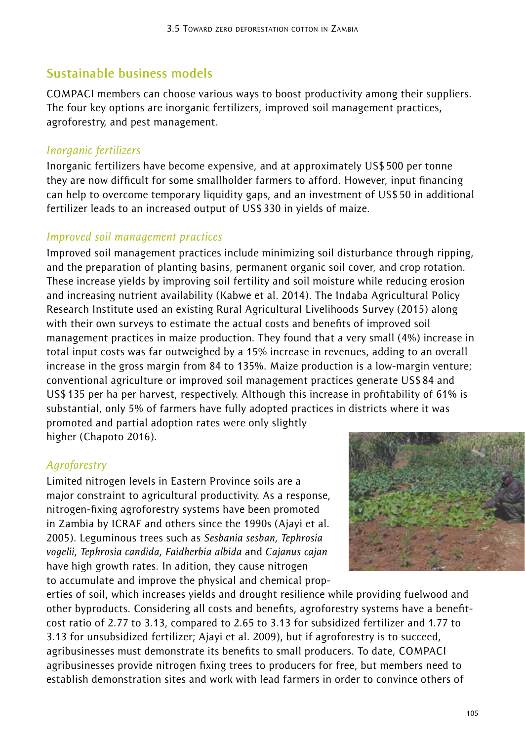## Sustainable business models

COMPACI members can choose various ways to boost productivity among their suppliers. The four key options are inorganic fertilizers, improved soil management practices, agroforestry, and pest management.

### *Inorganic fertilizers*

Inorganic fertilizers have become expensive, and at approximately US$ 500 per tonne they are now difficult for some smallholder farmers to afford. However, input financing can help to overcome temporary liquidity gaps, and an investment of US$ 50 in additional fertilizer leads to an increased output of US$ 330 in yields of maize.

### *Improved soil management practices*

Improved soil management practices include minimizing soil disturbance through ripping, and the preparation of planting basins, permanent organic soil cover, and crop rotation. These increase yields by improving soil fertility and soil moisture while reducing erosion and increasing nutrient availability (Kabwe et al. 2014). The Indaba Agricultural Policy Research Institute used an existing Rural Agricultural Livelihoods Survey (2015) along with their own surveys to estimate the actual costs and benefits of improved soil management practices in maize production. They found that a very small (4%) increase in total input costs was far outweighed by a 15% increase in revenues, adding to an overall increase in the gross margin from 84 to 135%. Maize production is a low-margin venture; conventional agriculture or improved soil management practices generate US$ 84 and US$ 135 per ha per harvest, respectively. Although this increase in profitability of 61% is substantial, only 5% of farmers have fully adopted practices in districts where it was promoted and partial adoption rates were only slightly higher (Chapoto 2016).

### *Agroforestry*

Limited nitrogen levels in Eastern Province soils are a major constraint to agricultural productivity. As a response, nitrogen-fixing agroforestry systems have been promoted in Zambia by ICRAF and others since the 1990s (Ajayi et al. 2005). Leguminous trees such as *Sesbania sesban*, *Tephrosia vogelii*, *Tephrosia candida*, *Faidherbia albida* and *Cajanus cajan* have high growth rates. In adition, they cause nitrogen to accumulate and improve the physical and chemical properties of soil, which increases yields and drought resilience while providing fuelwood and other byproducts. Considering all costs and benefits, agroforestry systems have a benefit-cost ratio of 2.77 to 3.13, compared to 2.65 to 3.13 for subsidized fertilizer and 1.77 to 3.13 for unsubsidized fertilizer; Ajayi et al. 2009), but if agroforestry is to succeed, agribusinesses must demonstrate its benefits to small producers. To date, COMPACI agribusinesses provide nitrogen fixing trees to producers for free, but members need to establish demonstration sites and work with lead farmers in order to convince others of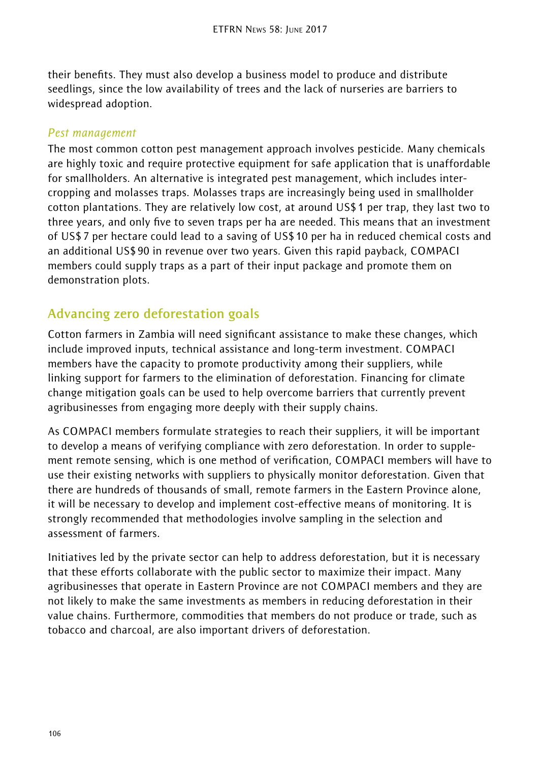their benefits. They must also develop a business model to produce and distribute seedlings, since the low availability of trees and the lack of nurseries are barriers to widespread adoption.

### *Pest management*

The most common cotton pest management approach involves pesticide. Many chemicals are highly toxic and require protective equipment for safe application that is unaffordable for smallholders. An alternative is integrated pest management, which includes intercropping and molasses traps. Molasses traps are increasingly being used in smallholder cotton plantations. They are relatively low cost, at around US$ 1 per trap, they last two to three years, and only five to seven traps per ha are needed. This means that an investment of US$ 7 per hectare could lead to a saving of US$ 10 per ha in reduced chemical costs and an additional US$ 90 in revenue over two years. Given this rapid payback, COMPACI members could supply traps as a part of their input package and promote them on demonstration plots.

## Advancing zero deforestation goals

Cotton farmers in Zambia will need significant assistance to make these changes, which include improved inputs, technical assistance and long-term investment. COMPACI members have the capacity to promote productivity among their suppliers, while linking support for farmers to the elimination of deforestation. Financing for climate change mitigation goals can be used to help overcome barriers that currently prevent agribusinesses from engaging more deeply with their supply chains.

As COMPACI members formulate strategies to reach their suppliers, it will be important to develop a means of verifying compliance with zero deforestation. In order to supplement remote sensing, which is one method of verification, COMPACI members will have to use their existing networks with suppliers to physically monitor deforestation. Given that there are hundreds of thousands of small, remote farmers in the Eastern Province alone, it will be necessary to develop and implement cost-effective means of monitoring. It is strongly recommended that methodologies involve sampling in the selection and assessment of farmers.

Initiatives led by the private sector can help to address deforestation, but it is necessary that these efforts collaborate with the public sector to maximize their impact. Many agribusinesses that operate in Eastern Province are not COMPACI members and they are not likely to make the same investments as members in reducing deforestation in their value chains. Furthermore, commodities that members do not produce or trade, such as tobacco and charcoal, are also important drivers of deforestation.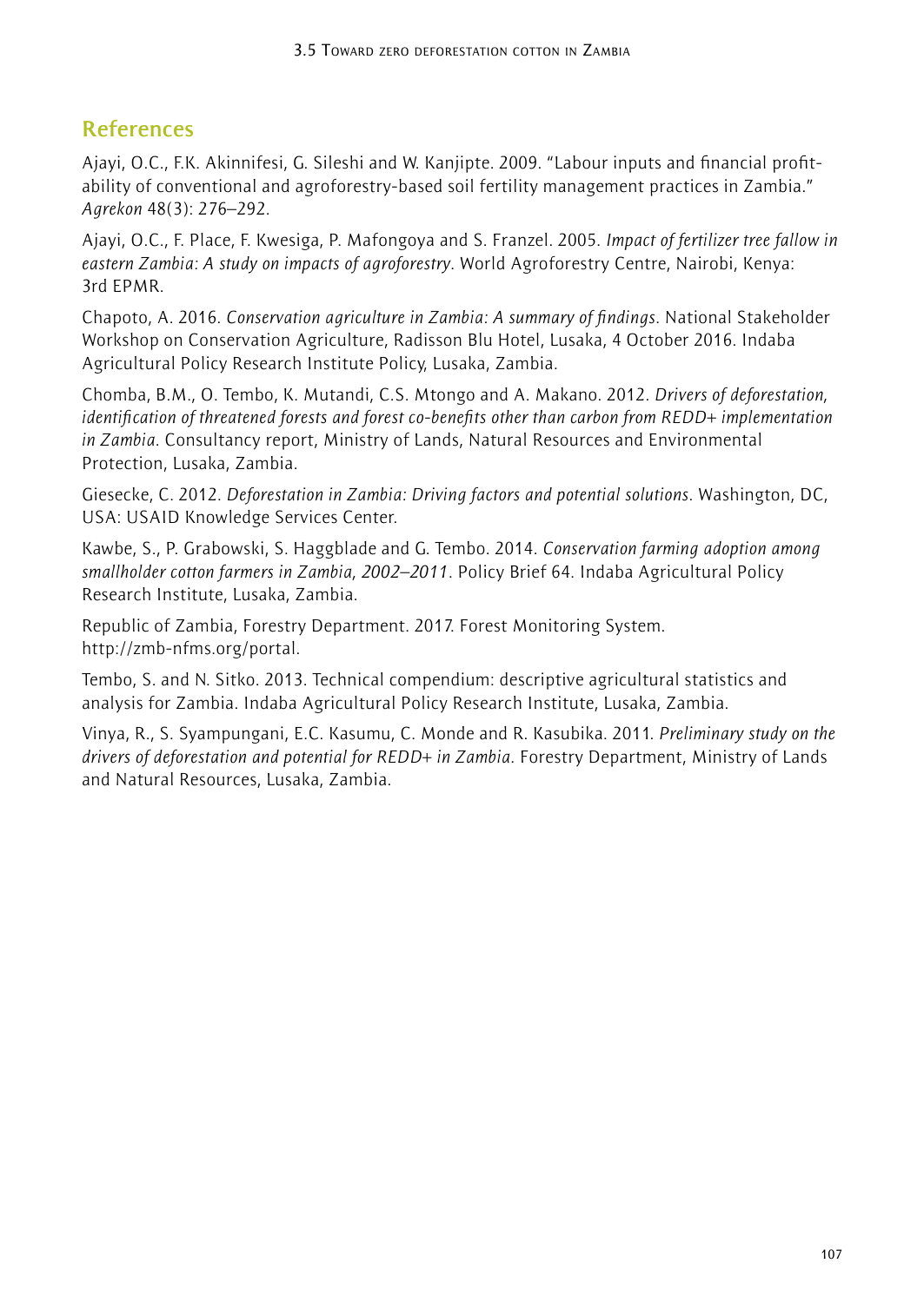## References

Ajayi, O.C., F.K. Akinnifesi, G. Sileshi and W. Kanjipte. 2009. "Labour inputs and financial profitability of conventional and agroforestry-based soil fertility management practices in Zambia." *Agrekon* 48(3): 276–292.

Ajayi, O.C., F. Place, F. Kwesiga, P. Mafongoya and S. Franzel. 2005. *Impact of fertilizer tree fallow in eastern Zambia: A study on impacts of agroforestry*. World Agroforestry Centre, Nairobi, Kenya: 3rd EPMR.

Chapoto, A. 2016. *Conservation agriculture in Zambia: A summary of findings*. National Stakeholder Workshop on Conservation Agriculture, Radisson Blu Hotel, Lusaka, 4 October 2016. Indaba Agricultural Policy Research Institute Policy, Lusaka, Zambia.

Chomba, B.M., O. Tembo, K. Mutandi, C.S. Mtongo and A. Makano. 2012. *Drivers of deforestation, identification of threatened forests and forest co-benefits other than carbon from REDD+ implementation in Zambia*. Consultancy report, Ministry of Lands, Natural Resources and Environmental Protection, Lusaka, Zambia.

Giesecke, C. 2012. *Deforestation in Zambia: Driving factors and potential solutions*. Washington, DC, USA: USAID Knowledge Services Center.

Kawbe, S., P. Grabowski, S. Haggblade and G. Tembo. 2014. *Conservation farming adoption among smallholder cotton farmers in Zambia, 2002–2011*. Policy Brief 64. Indaba Agricultural Policy Research Institute, Lusaka, Zambia.

Republic of Zambia, Forestry Department. 2017. Forest Monitoring System. http://zmb-nfms.org/portal.

Tembo, S. and N. Sitko. 2013. Technical compendium: descriptive agricultural statistics and analysis for Zambia. Indaba Agricultural Policy Research Institute, Lusaka, Zambia.

Vinya, R., S. Syampungani, E.C. Kasumu, C. Monde and R. Kasubika. 2011. *Preliminary study on the drivers of deforestation and potential for REDD+ in Zambia*. Forestry Department, Ministry of Lands and Natural Resources, Lusaka, Zambia.